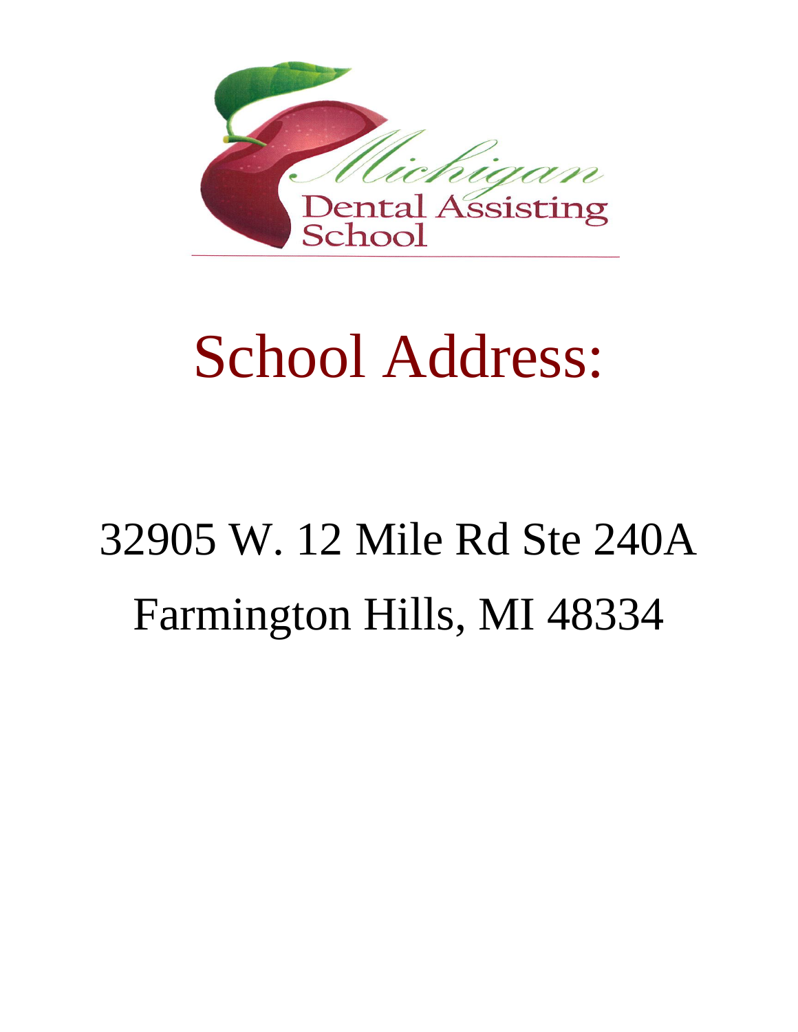Michigan Dental Assisting School

# School Address:

32905 W. 12 Mile Rd Ste 240A

Farmington Hills, MI 48334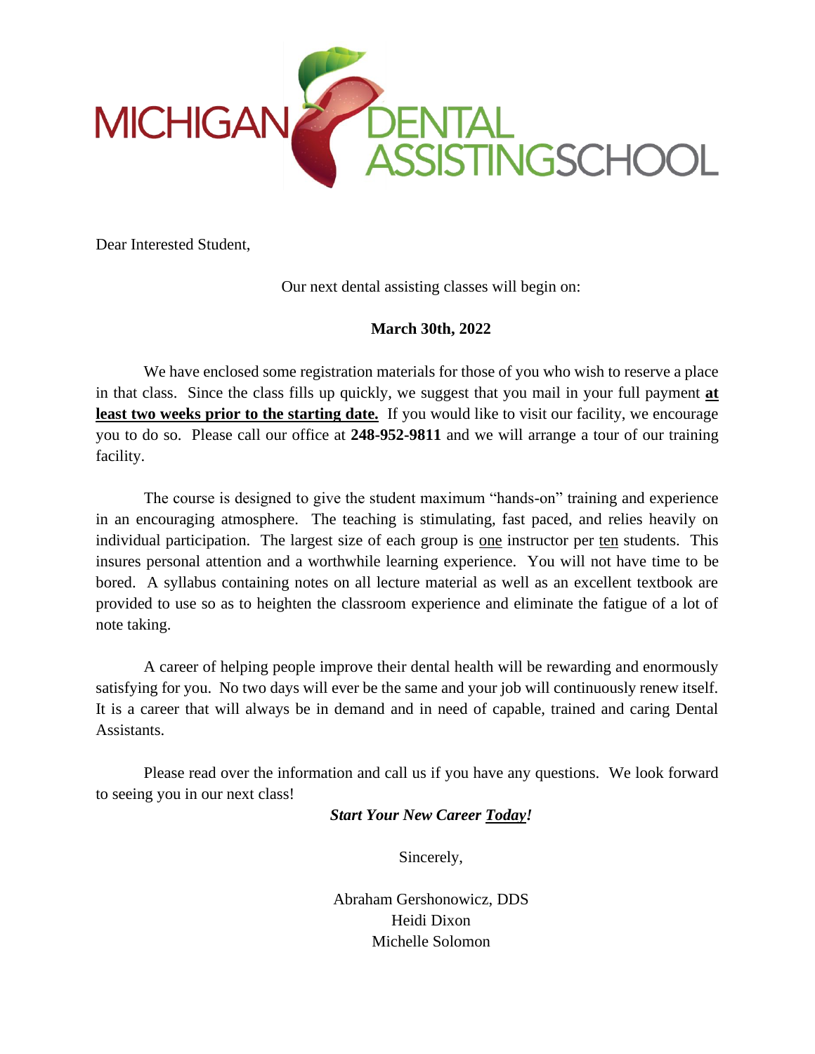MICHIGAN DENTAL ASSISTINGSCHOOL

Dear Interested Student,

Our next dental assisting classes will begin on:

**March 30th, 2022**

We have enclosed some registration materials for those of you who wish to reserve a place in that class. Since the class fills up quickly, we suggest that you mail in your full payment **at least two weeks prior to the starting date.** If you would like to visit our facility, we encourage you to do so. Please call our office at **248-952-9811** and we will arrange a tour of our training facility.

The course is designed to give the student maximum "hands-on" training and experience in an encouraging atmosphere. The teaching is stimulating, fast paced, and relies heavily on individual participation. The largest size of each group is one instructor per ten students. This insures personal attention and a worthwhile learning experience. You will not have time to be bored. A syllabus containing notes on all lecture material as well as an excellent textbook are provided to use so as to heighten the classroom experience and eliminate the fatigue of a lot of note taking.

A career of helping people improve their dental health will be rewarding and enormously satisfying for you. No two days will ever be the same and your job will continuously renew itself. It is a career that will always be in demand and in need of capable, trained and caring Dental Assistants.

Please read over the information and call us if you have any questions. We look forward to seeing you in our next class!

***Start Your New Career Today!***

Sincerely,

Abraham Gershonowicz, DDS
Heidi Dixon
Michelle Solomon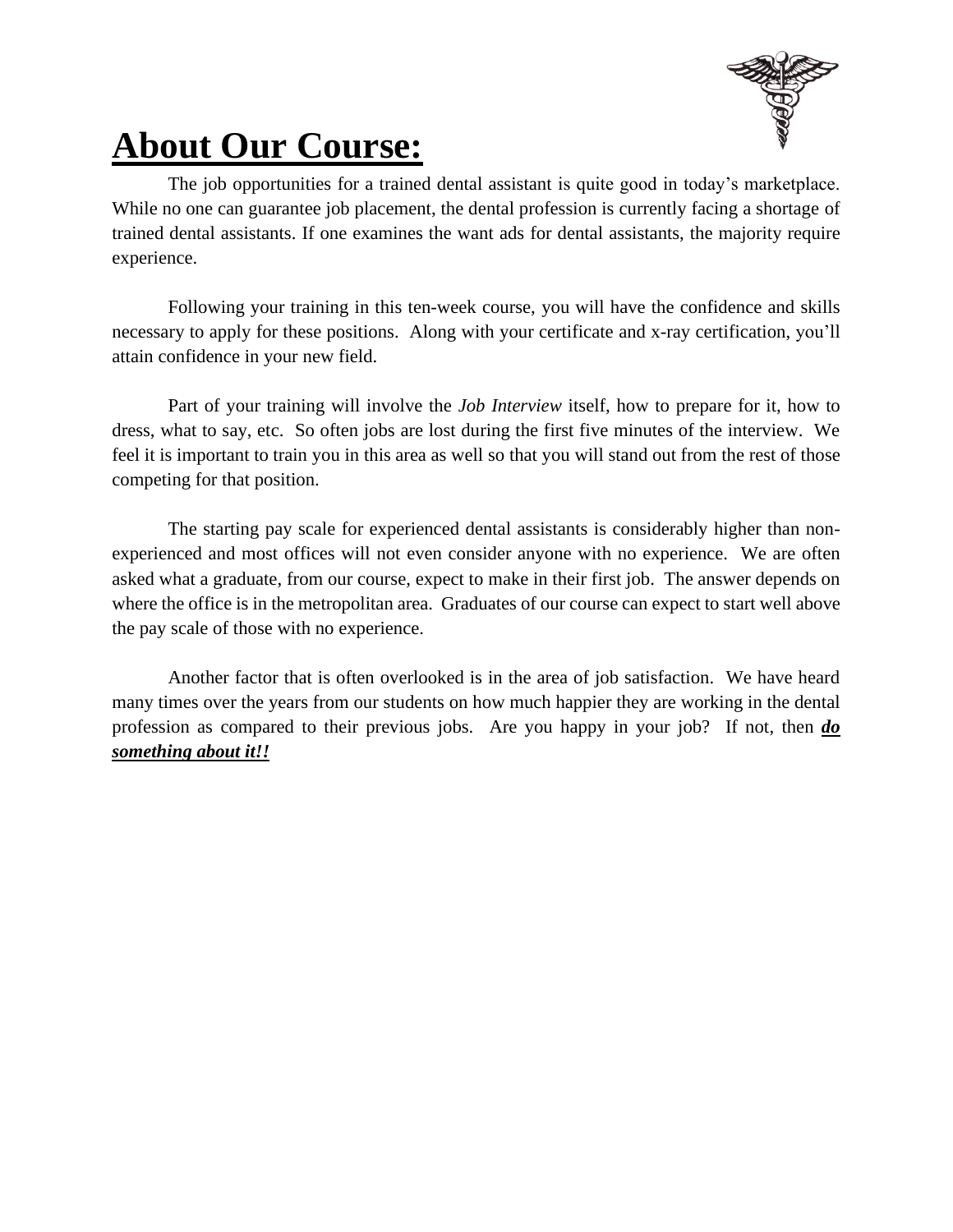# About Our Course:

The job opportunities for a trained dental assistant is quite good in today's marketplace. While no one can guarantee job placement, the dental profession is currently facing a shortage of trained dental assistants. If one examines the want ads for dental assistants, the majority require experience.

Following your training in this ten-week course, you will have the confidence and skills necessary to apply for these positions. Along with your certificate and x-ray certification, you'll attain confidence in your new field.

Part of your training will involve the *Job Interview* itself, how to prepare for it, how to dress, what to say, etc. So often jobs are lost during the first five minutes of the interview. We feel it is important to train you in this area as well so that you will stand out from the rest of those competing for that position.

The starting pay scale for experienced dental assistants is considerably higher than non-experienced and most offices will not even consider anyone with no experience. We are often asked what a graduate, from our course, expect to make in their first job. The answer depends on where the office is in the metropolitan area. Graduates of our course can expect to start well above the pay scale of those with no experience.

Another factor that is often overlooked is in the area of job satisfaction. We have heard many times over the years from our students on how much happier they are working in the dental profession as compared to their previous jobs. Are you happy in your job? If not, then ***do something about it!!***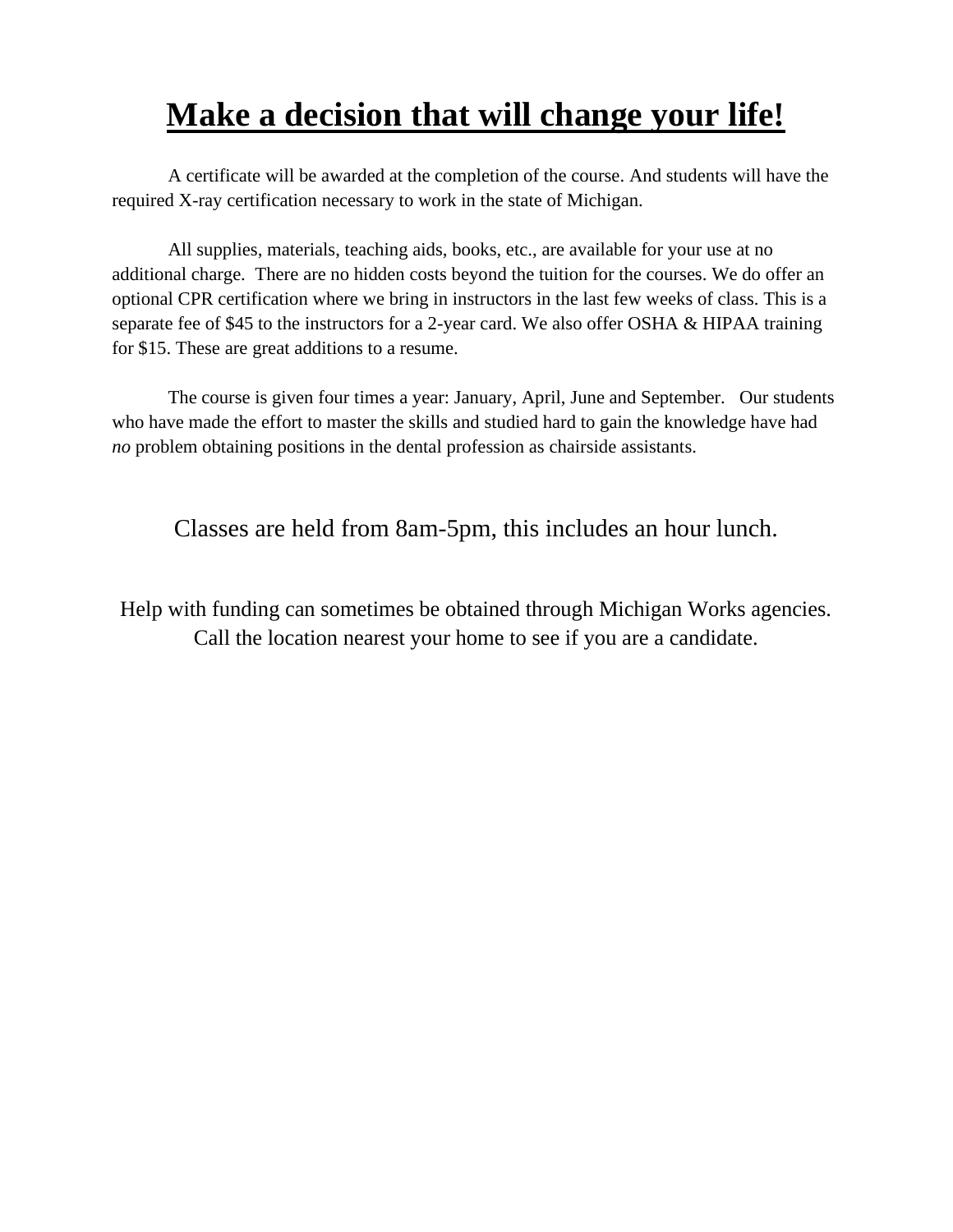# **Make a decision that will change your life!**

A certificate will be awarded at the completion of the course. And students will have the required X-ray certification necessary to work in the state of Michigan.

All supplies, materials, teaching aids, books, etc., are available for your use at no additional charge. There are no hidden costs beyond the tuition for the courses. We do offer an optional CPR certification where we bring in instructors in the last few weeks of class. This is a separate fee of $45 to the instructors for a 2-year card. We also offer OSHA & HIPAA training for $15. These are great additions to a resume.

The course is given four times a year: January, April, June and September. Our students who have made the effort to master the skills and studied hard to gain the knowledge have had *no* problem obtaining positions in the dental profession as chairside assistants.

Classes are held from 8am-5pm, this includes an hour lunch.

Help with funding can sometimes be obtained through Michigan Works agencies. Call the location nearest your home to see if you are a candidate.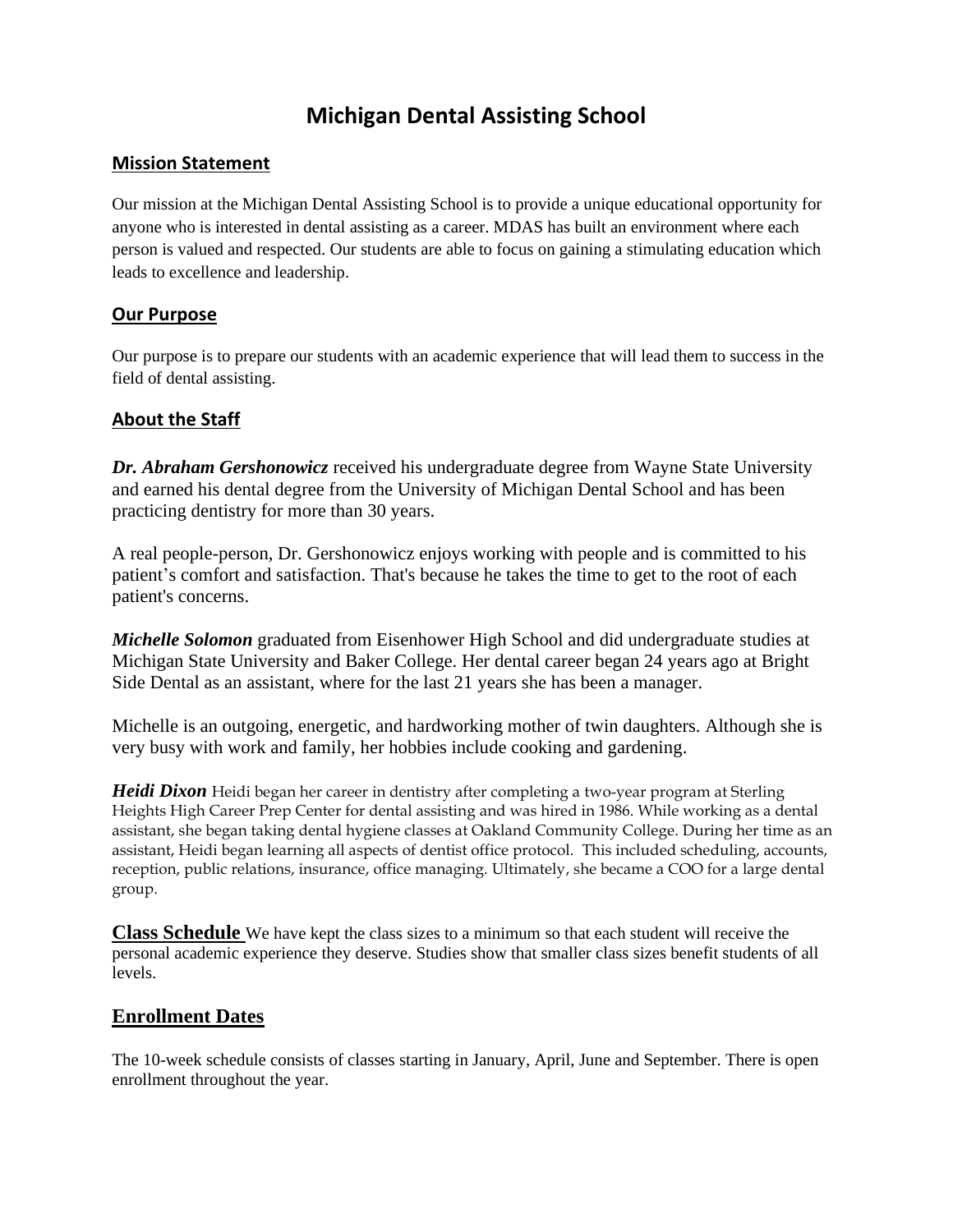# Michigan Dental Assisting School

## Mission Statement

Our mission at the Michigan Dental Assisting School is to provide a unique educational opportunity for anyone who is interested in dental assisting as a career. MDAS has built an environment where each person is valued and respected. Our students are able to focus on gaining a stimulating education which leads to excellence and leadership.

## Our Purpose

Our purpose is to prepare our students with an academic experience that will lead them to success in the field of dental assisting.

## About the Staff

***Dr. Abraham Gershonowicz*** received his undergraduate degree from Wayne State University and earned his dental degree from the University of Michigan Dental School and has been practicing dentistry for more than 30 years.

A real people-person, Dr. Gershonowicz enjoys working with people and is committed to his patient's comfort and satisfaction. That's because he takes the time to get to the root of each patient's concerns.

***Michelle Solomon*** graduated from Eisenhower High School and did undergraduate studies at Michigan State University and Baker College. Her dental career began 24 years ago at Bright Side Dental as an assistant, where for the last 21 years she has been a manager.

Michelle is an outgoing, energetic, and hardworking mother of twin daughters. Although she is very busy with work and family, her hobbies include cooking and gardening.

***Heidi Dixon*** Heidi began her career in dentistry after completing a two-year program at Sterling Heights High Career Prep Center for dental assisting and was hired in 1986. While working as a dental assistant, she began taking dental hygiene classes at Oakland Community College. During her time as an assistant, Heidi began learning all aspects of dentist office protocol. This included scheduling, accounts, reception, public relations, insurance, office managing. Ultimately, she became a COO for a large dental group.

**Class Schedule** We have kept the class sizes to a minimum so that each student will receive the personal academic experience they deserve. Studies show that smaller class sizes benefit students of all levels.

## Enrollment Dates

The 10-week schedule consists of classes starting in January, April, June and September. There is open enrollment throughout the year.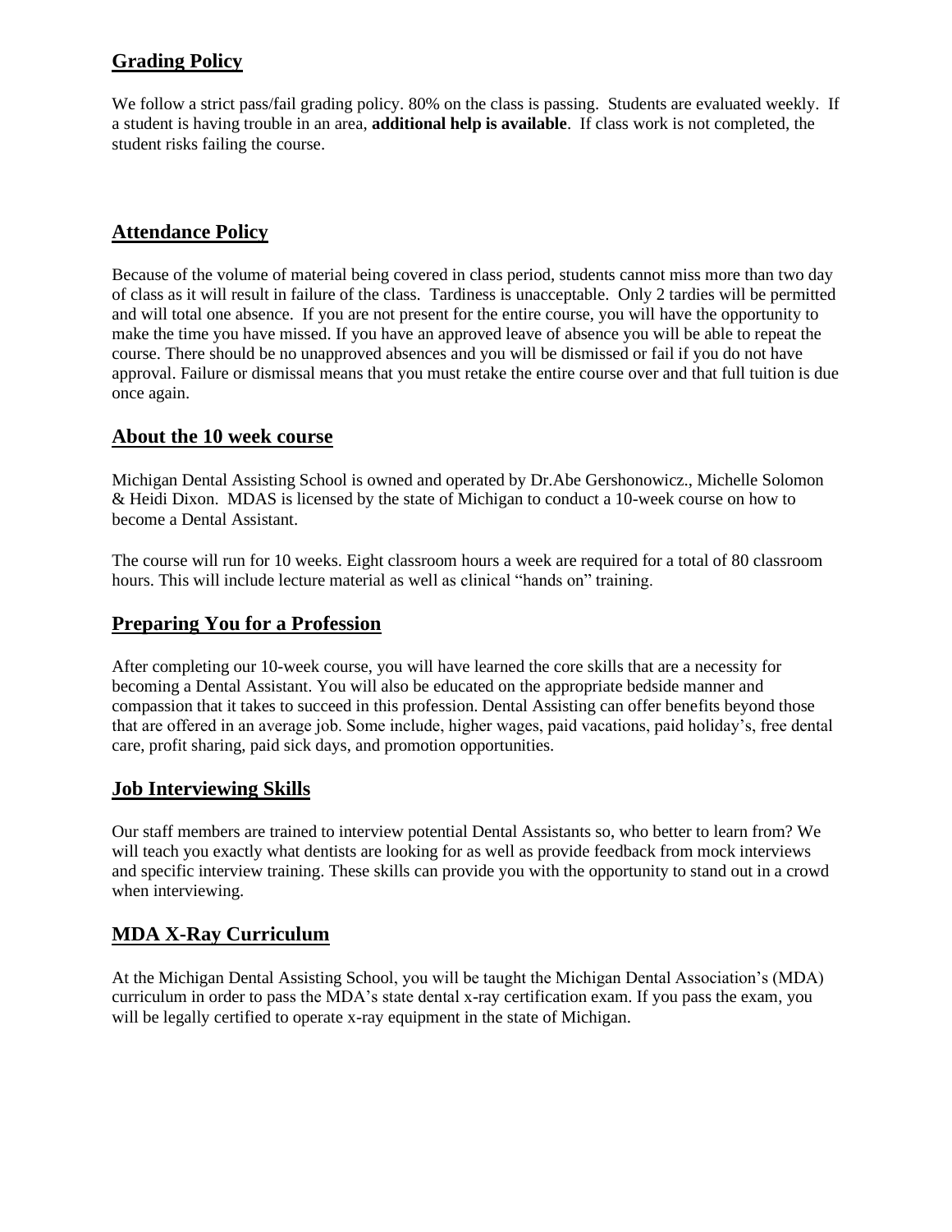## Grading Policy

We follow a strict pass/fail grading policy. 80% on the class is passing. Students are evaluated weekly. If a student is having trouble in an area, **additional help is available**. If class work is not completed, the student risks failing the course.

## Attendance Policy

Because of the volume of material being covered in class period, students cannot miss more than two day of class as it will result in failure of the class. Tardiness is unacceptable. Only 2 tardies will be permitted and will total one absence. If you are not present for the entire course, you will have the opportunity to make the time you have missed. If you have an approved leave of absence you will be able to repeat the course. There should be no unapproved absences and you will be dismissed or fail if you do not have approval. Failure or dismissal means that you must retake the entire course over and that full tuition is due once again.

## About the 10 week course

Michigan Dental Assisting School is owned and operated by Dr.Abe Gershonowicz., Michelle Solomon & Heidi Dixon. MDAS is licensed by the state of Michigan to conduct a 10-week course on how to become a Dental Assistant.

The course will run for 10 weeks. Eight classroom hours a week are required for a total of 80 classroom hours. This will include lecture material as well as clinical "hands on" training.

## Preparing You for a Profession

After completing our 10-week course, you will have learned the core skills that are a necessity for becoming a Dental Assistant. You will also be educated on the appropriate bedside manner and compassion that it takes to succeed in this profession. Dental Assisting can offer benefits beyond those that are offered in an average job. Some include, higher wages, paid vacations, paid holiday's, free dental care, profit sharing, paid sick days, and promotion opportunities.

## Job Interviewing Skills

Our staff members are trained to interview potential Dental Assistants so, who better to learn from? We will teach you exactly what dentists are looking for as well as provide feedback from mock interviews and specific interview training. These skills can provide you with the opportunity to stand out in a crowd when interviewing.

## MDA X-Ray Curriculum

At the Michigan Dental Assisting School, you will be taught the Michigan Dental Association's (MDA) curriculum in order to pass the MDA's state dental x-ray certification exam. If you pass the exam, you will be legally certified to operate x-ray equipment in the state of Michigan.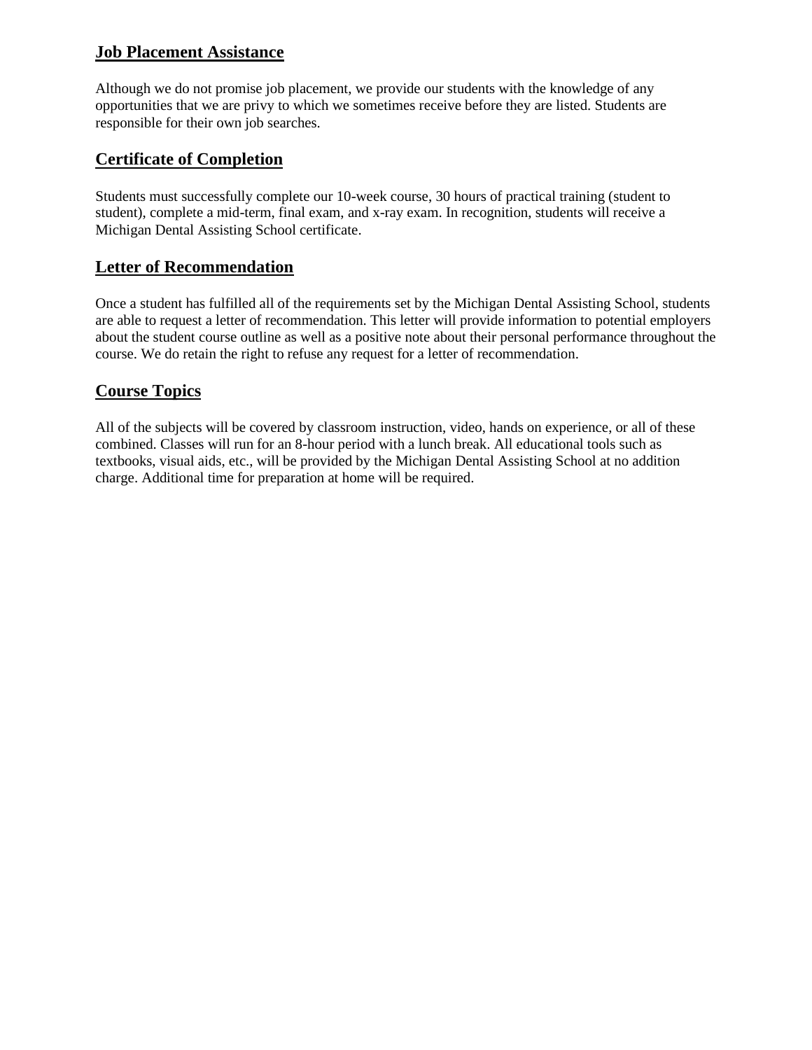## Job Placement Assistance

Although we do not promise job placement, we provide our students with the knowledge of any opportunities that we are privy to which we sometimes receive before they are listed. Students are responsible for their own job searches.

## Certificate of Completion

Students must successfully complete our 10-week course, 30 hours of practical training (student to student), complete a mid-term, final exam, and x-ray exam. In recognition, students will receive a Michigan Dental Assisting School certificate.

## Letter of Recommendation

Once a student has fulfilled all of the requirements set by the Michigan Dental Assisting School, students are able to request a letter of recommendation. This letter will provide information to potential employers about the student course outline as well as a positive note about their personal performance throughout the course. We do retain the right to refuse any request for a letter of recommendation.

## Course Topics

All of the subjects will be covered by classroom instruction, video, hands on experience, or all of these combined. Classes will run for an 8-hour period with a lunch break. All educational tools such as textbooks, visual aids, etc., will be provided by the Michigan Dental Assisting School at no addition charge. Additional time for preparation at home will be required.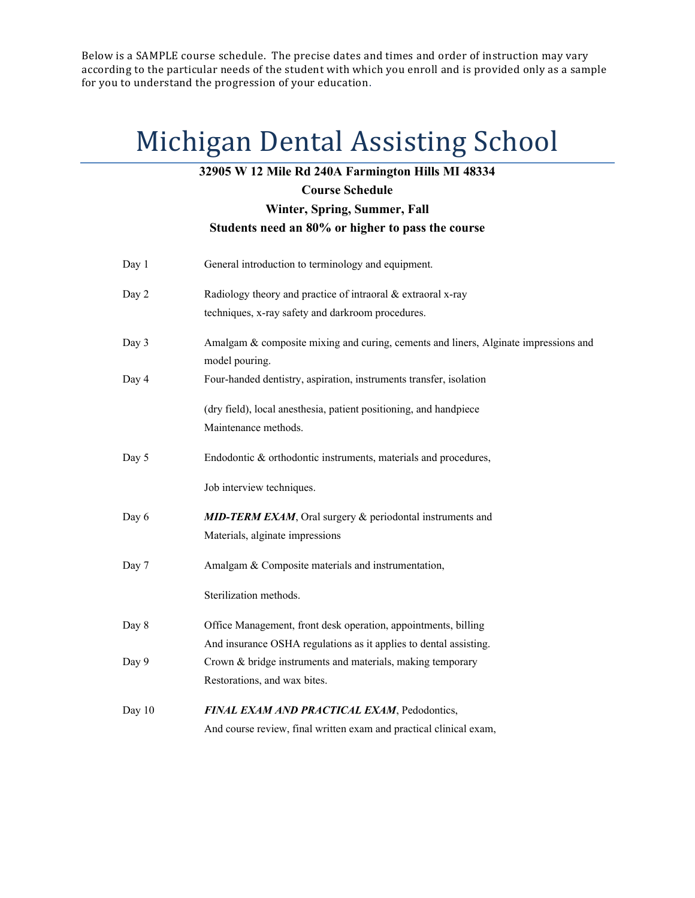Below is a SAMPLE course schedule. The precise dates and times and order of instruction may vary according to the particular needs of the student with which you enroll and is provided only as a sample for you to understand the progression of your education.

# Michigan Dental Assisting School

**32905 W 12 Mile Rd 240A Farmington Hills MI 48334**

**Course Schedule**

**Winter, Spring, Summer, Fall**

**Students need an 80% or higher to pass the course**

| | |
|---|---|
| Day 1 | General introduction to terminology and equipment. |
| Day 2 | Radiology theory and practice of intraoral & extraoral x-ray techniques, x-ray safety and darkroom procedures. |
| Day 3 | Amalgam & composite mixing and curing, cements and liners, Alginate impressions and model pouring. |
| Day 4 | Four-handed dentistry, aspiration, instruments transfer, isolation (dry field), local anesthesia, patient positioning, and handpiece Maintenance methods. |
| Day 5 | Endodontic & orthodontic instruments, materials and procedures, Job interview techniques. |
| Day 6 | ***MID-TERM EXAM***, Oral surgery & periodontal instruments and Materials, alginate impressions |
| Day 7 | Amalgam & Composite materials and instrumentation, Sterilization methods. |
| Day 8 | Office Management, front desk operation, appointments, billing And insurance OSHA regulations as it applies to dental assisting. |
| Day 9 | Crown & bridge instruments and materials, making temporary Restorations, and wax bites. |
| Day 10 | ***FINAL EXAM AND PRACTICAL EXAM***, Pedodontics, And course review, final written exam and practical clinical exam, |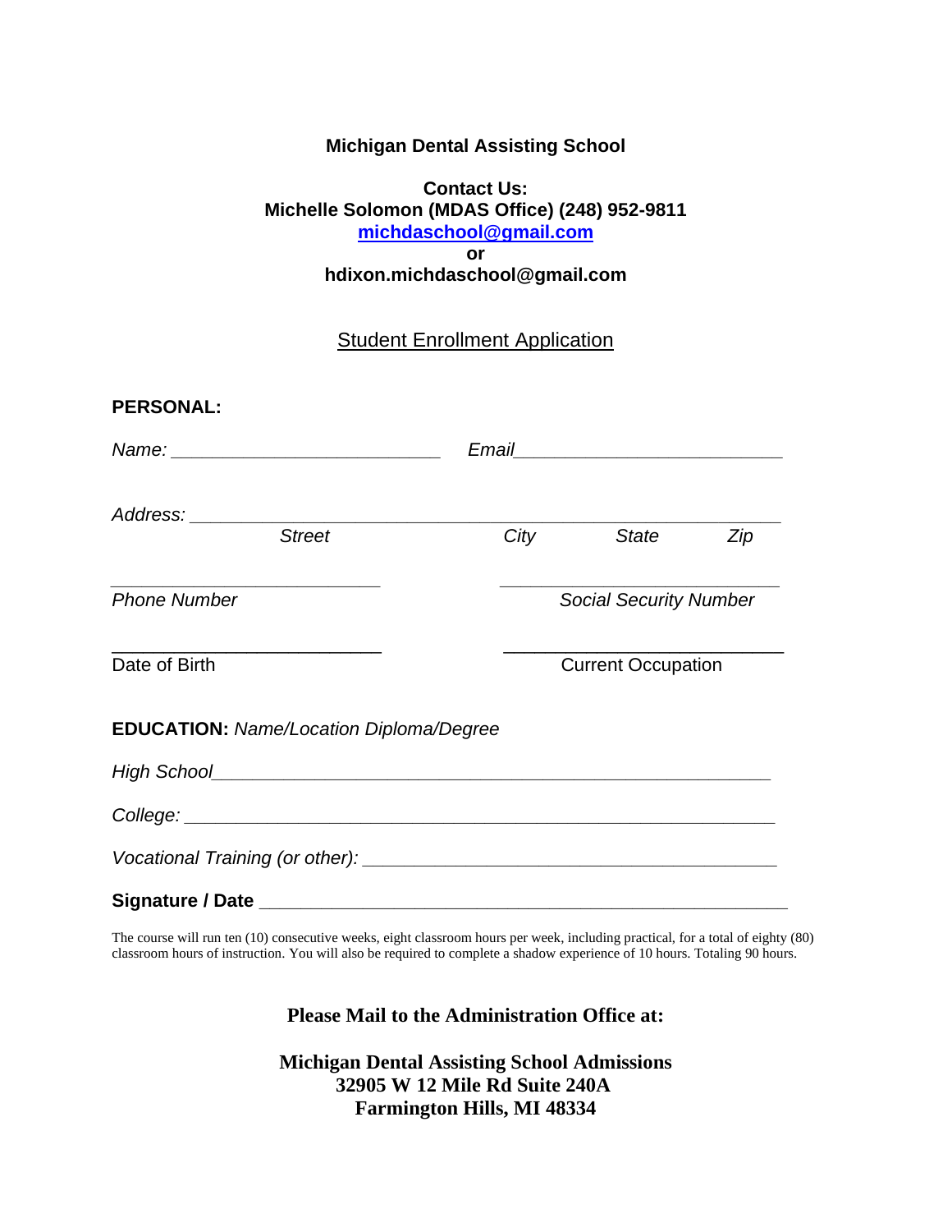**Michigan Dental Assisting School**

**Contact Us:**
**Michelle Solomon (MDAS Office) (248) 952-9811**
**michdaschool@gmail.com**
**or**
**hdixon.michdaschool@gmail.com**

## Student Enrollment Application

**PERSONAL:**

*Name:* ___________________________ *Email*___________________________

*Address:* ___________________________________________________________
*Street* *City* *State* *Zip*

___________________________ ___________________________
*Phone Number* *Social Security Number*

___________________________ ___________________________
Date of Birth Current Occupation

**EDUCATION:** *Name/Location Diploma/Degree*

*High School*_________________________________________________________

*College:* ___________________________________________________________

*Vocational Training (or other):* ______________________________________

**Signature / Date** ___________________________________________________

The course will run ten (10) consecutive weeks, eight classroom hours per week, including practical, for a total of eighty (80) classroom hours of instruction. You will also be required to complete a shadow experience of 10 hours. Totaling 90 hours.

**Please Mail to the Administration Office at:**

**Michigan Dental Assisting School Admissions**
**32905 W 12 Mile Rd Suite 240A**
**Farmington Hills, MI 48334**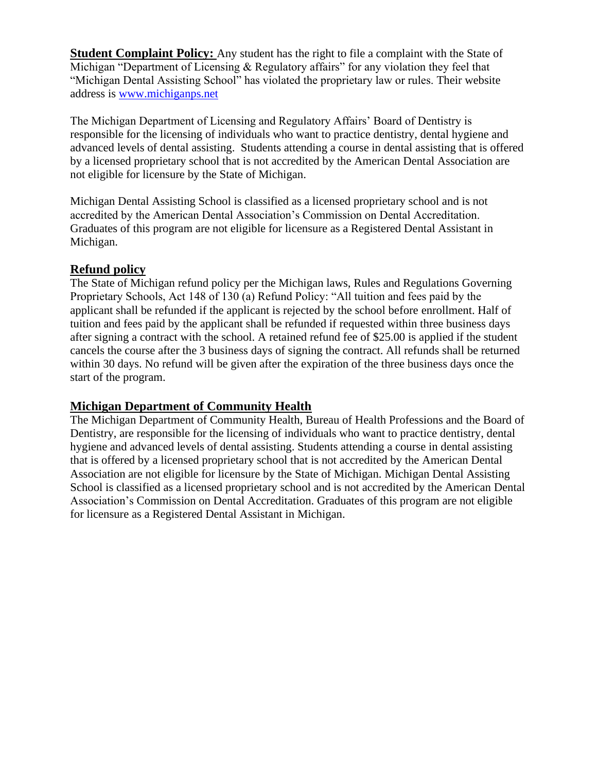**Student Complaint Policy:** Any student has the right to file a complaint with the State of Michigan "Department of Licensing & Regulatory affairs" for any violation they feel that "Michigan Dental Assisting School" has violated the proprietary law or rules. Their website address is [www.michiganps.net](http://www.michiganps.net)

The Michigan Department of Licensing and Regulatory Affairs' Board of Dentistry is responsible for the licensing of individuals who want to practice dentistry, dental hygiene and advanced levels of dental assisting. Students attending a course in dental assisting that is offered by a licensed proprietary school that is not accredited by the American Dental Association are not eligible for licensure by the State of Michigan.

Michigan Dental Assisting School is classified as a licensed proprietary school and is not accredited by the American Dental Association's Commission on Dental Accreditation. Graduates of this program are not eligible for licensure as a Registered Dental Assistant in Michigan.

## Refund policy

The State of Michigan refund policy per the Michigan laws, Rules and Regulations Governing Proprietary Schools, Act 148 of 130 (a) Refund Policy: "All tuition and fees paid by the applicant shall be refunded if the applicant is rejected by the school before enrollment. Half of tuition and fees paid by the applicant shall be refunded if requested within three business days after signing a contract with the school. A retained refund fee of $25.00 is applied if the student cancels the course after the 3 business days of signing the contract. All refunds shall be returned within 30 days. No refund will be given after the expiration of the three business days once the start of the program.

## Michigan Department of Community Health

The Michigan Department of Community Health, Bureau of Health Professions and the Board of Dentistry, are responsible for the licensing of individuals who want to practice dentistry, dental hygiene and advanced levels of dental assisting. Students attending a course in dental assisting that is offered by a licensed proprietary school that is not accredited by the American Dental Association are not eligible for licensure by the State of Michigan. Michigan Dental Assisting School is classified as a licensed proprietary school and is not accredited by the American Dental Association's Commission on Dental Accreditation. Graduates of this program are not eligible for licensure as a Registered Dental Assistant in Michigan.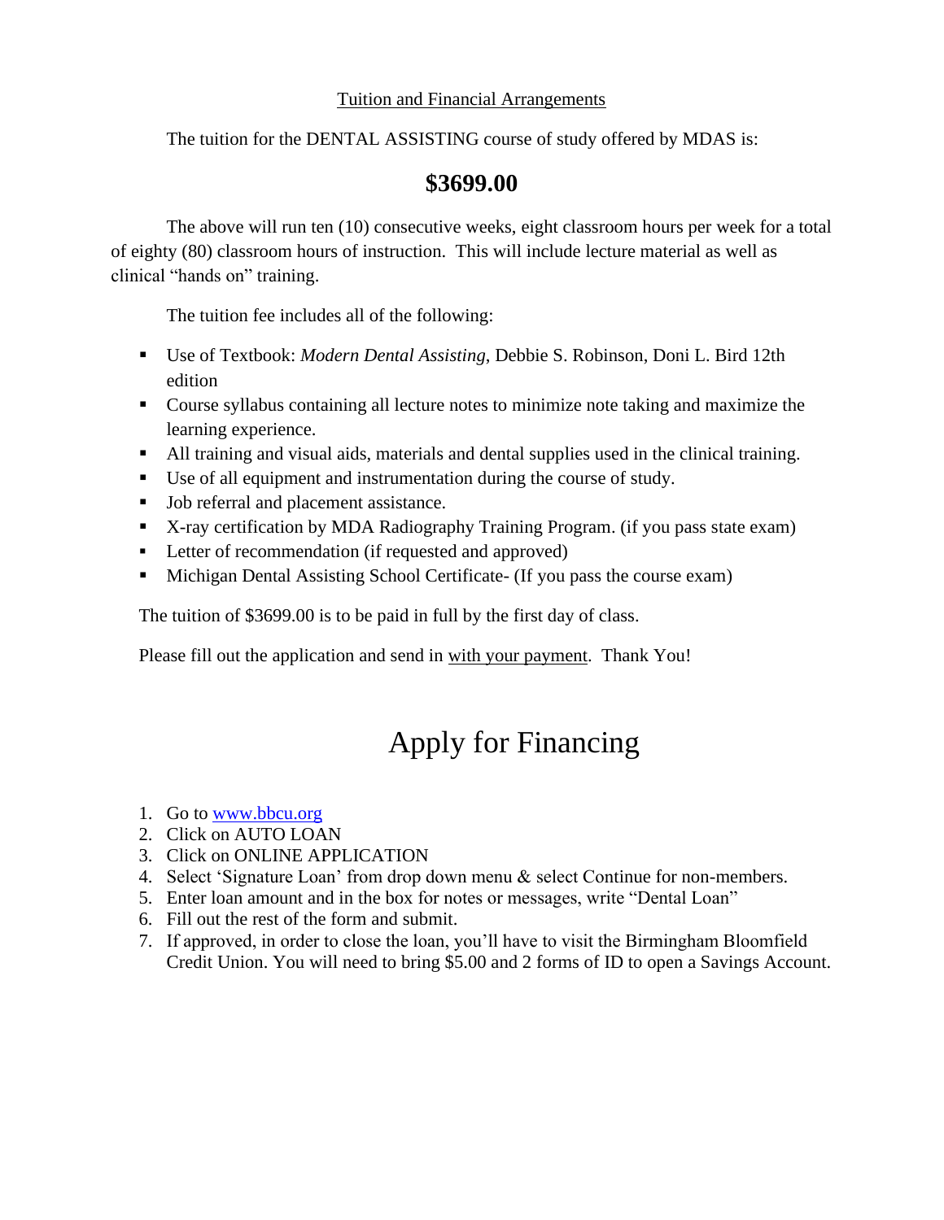## Tuition and Financial Arrangements

The tuition for the DENTAL ASSISTING course of study offered by MDAS is:

**$3699.00**

The above will run ten (10) consecutive weeks, eight classroom hours per week for a total of eighty (80) classroom hours of instruction. This will include lecture material as well as clinical "hands on" training.

The tuition fee includes all of the following:

- Use of Textbook: *Modern Dental Assisting*, Debbie S. Robinson, Doni L. Bird 12th edition
- Course syllabus containing all lecture notes to minimize note taking and maximize the learning experience.
- All training and visual aids, materials and dental supplies used in the clinical training.
- Use of all equipment and instrumentation during the course of study.
- Job referral and placement assistance.
- X-ray certification by MDA Radiography Training Program. (if you pass state exam)
- Letter of recommendation (if requested and approved)
- Michigan Dental Assisting School Certificate- (If you pass the course exam)

The tuition of $3699.00 is to be paid in full by the first day of class.

Please fill out the application and send in with your payment. Thank You!

# Apply for Financing

1. Go to www.bbcu.org
2. Click on AUTO LOAN
3. Click on ONLINE APPLICATION
4. Select 'Signature Loan' from drop down menu & select Continue for non-members.
5. Enter loan amount and in the box for notes or messages, write "Dental Loan"
6. Fill out the rest of the form and submit.
7. If approved, in order to close the loan, you'll have to visit the Birmingham Bloomfield Credit Union. You will need to bring $5.00 and 2 forms of ID to open a Savings Account.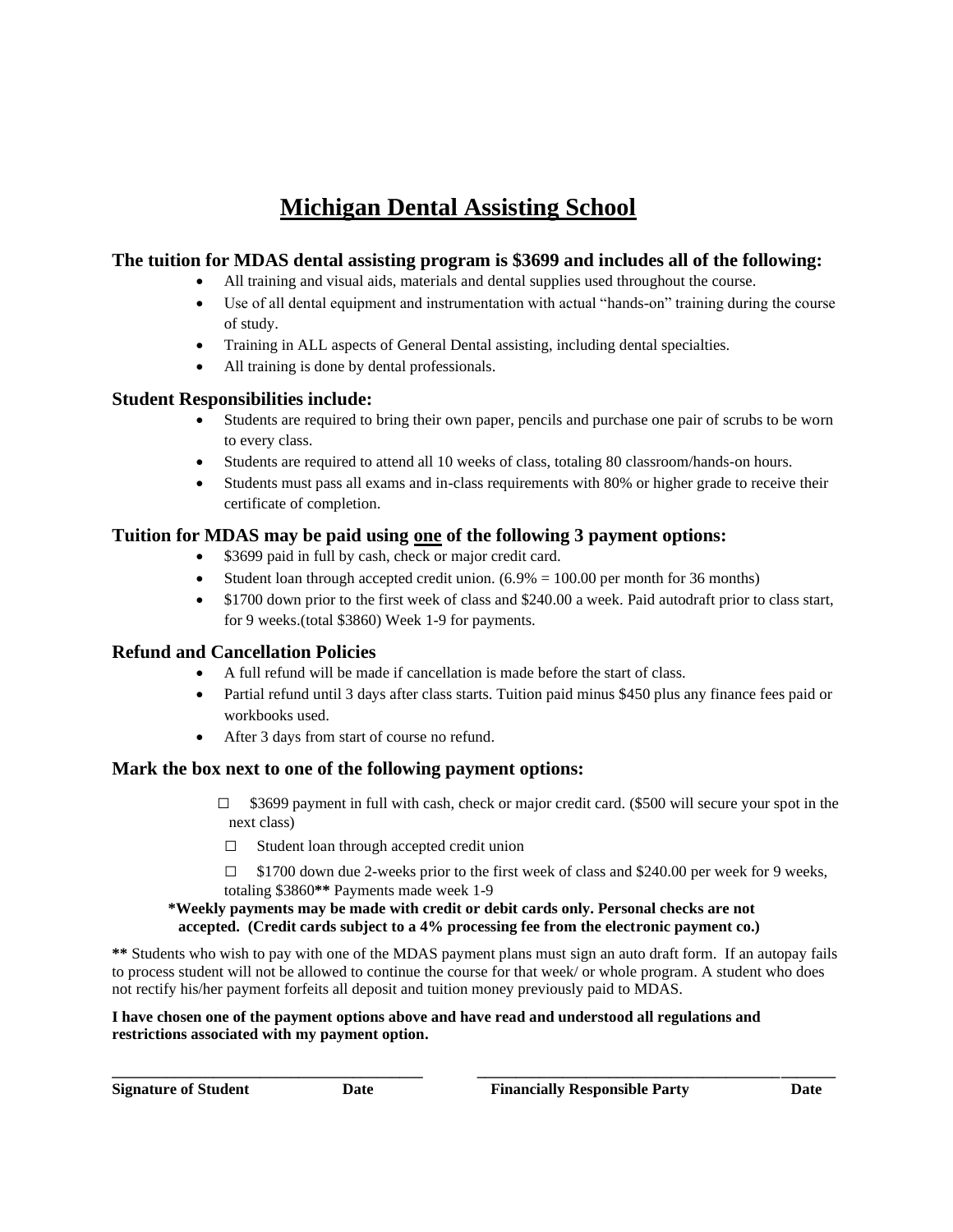# <u>Michigan Dental Assisting School</u>

### The tuition for MDAS dental assisting program is $3699 and includes all of the following:

- All training and visual aids, materials and dental supplies used throughout the course.
- Use of all dental equipment and instrumentation with actual "hands-on" training during the course of study.
- Training in ALL aspects of General Dental assisting, including dental specialties.
- All training is done by dental professionals.

### Student Responsibilities include:

- Students are required to bring their own paper, pencils and purchase one pair of scrubs to be worn to every class.
- Students are required to attend all 10 weeks of class, totaling 80 classroom/hands-on hours.
- Students must pass all exams and in-class requirements with 80% or higher grade to receive their certificate of completion.

### Tuition for MDAS may be paid using <u>one</u> of the following 3 payment options:

- $3699 paid in full by cash, check or major credit card.
- Student loan through accepted credit union. (6.9% = 100.00 per month for 36 months)
- $1700 down prior to the first week of class and $240.00 a week. Paid autodraft prior to class start, for 9 weeks.(total $3860) Week 1-9 for payments.

### Refund and Cancellation Policies

- A full refund will be made if cancellation is made before the start of class.
- Partial refund until 3 days after class starts. Tuition paid minus $450 plus any finance fees paid or workbooks used.
- After 3 days from start of course no refund.

### Mark the box next to one of the following payment options:

☐ $3699 payment in full with cash, check or major credit card. ($500 will secure your spot in the next class)

☐ Student loan through accepted credit union

☐ $1700 down due 2-weeks prior to the first week of class and $240.00 per week for 9 weeks, totaling $3860** Payments made week 1-9

**\*Weekly payments may be made with credit or debit cards only. Personal checks are not accepted. (Credit cards subject to a 4% processing fee from the electronic payment co.)**

**\*\*** Students who wish to pay with one of the MDAS payment plans must sign an auto draft form. If an autopay fails to process student will not be allowed to continue the course for that week/ or whole program. A student who does not rectify his/her payment forfeits all deposit and tuition money previously paid to MDAS.

**I have chosen one of the payment options above and have read and understood all regulations and restrictions associated with my payment option.**

______________________________________ ______________________________________________

**Signature of Student Date Financially Responsible Party Date**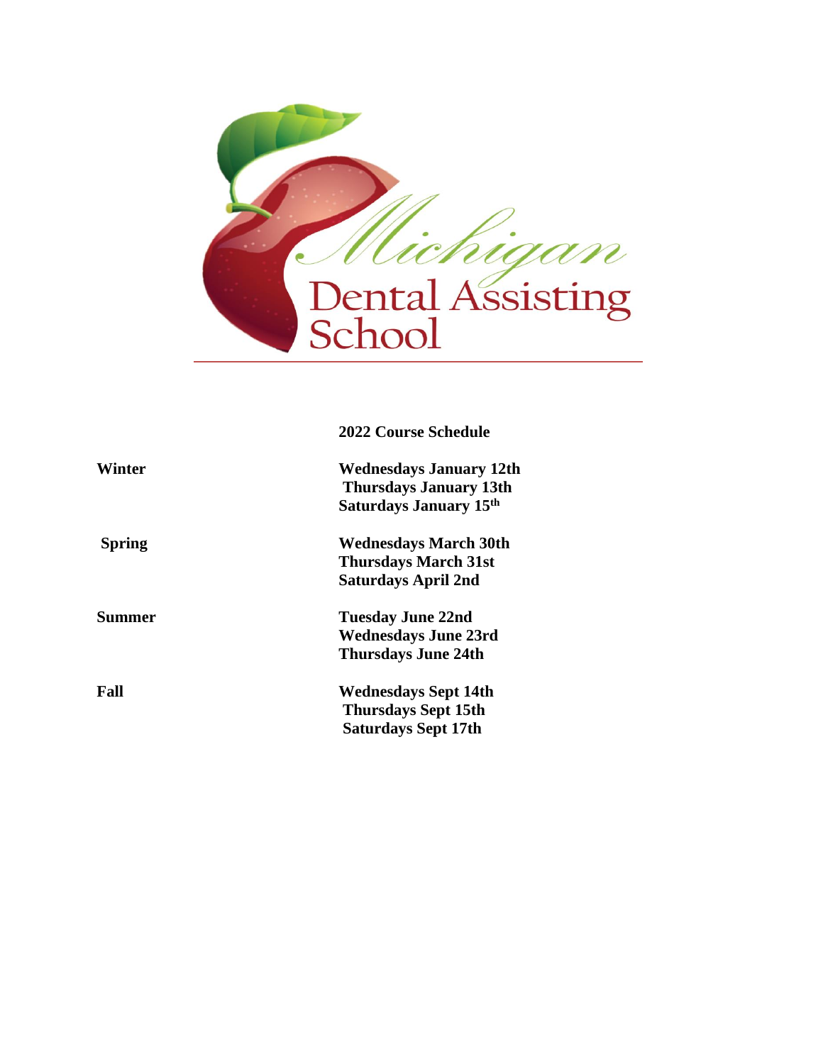Michigan Dental Assisting School

**2022 Course Schedule**

| | |
|---|---|
| **Winter** | **Wednesdays January 12th**<br>**Thursdays January 13th**<br>**Saturdays January 15th** |
| **Spring** | **Wednesdays March 30th**<br>**Thursdays March 31st**<br>**Saturdays April 2nd** |
| **Summer** | **Tuesday June 22nd**<br>**Wednesdays June 23rd**<br>**Thursdays June 24th** |
| **Fall** | **Wednesdays Sept 14th**<br>**Thursdays Sept 15th**<br>**Saturdays Sept 17th** |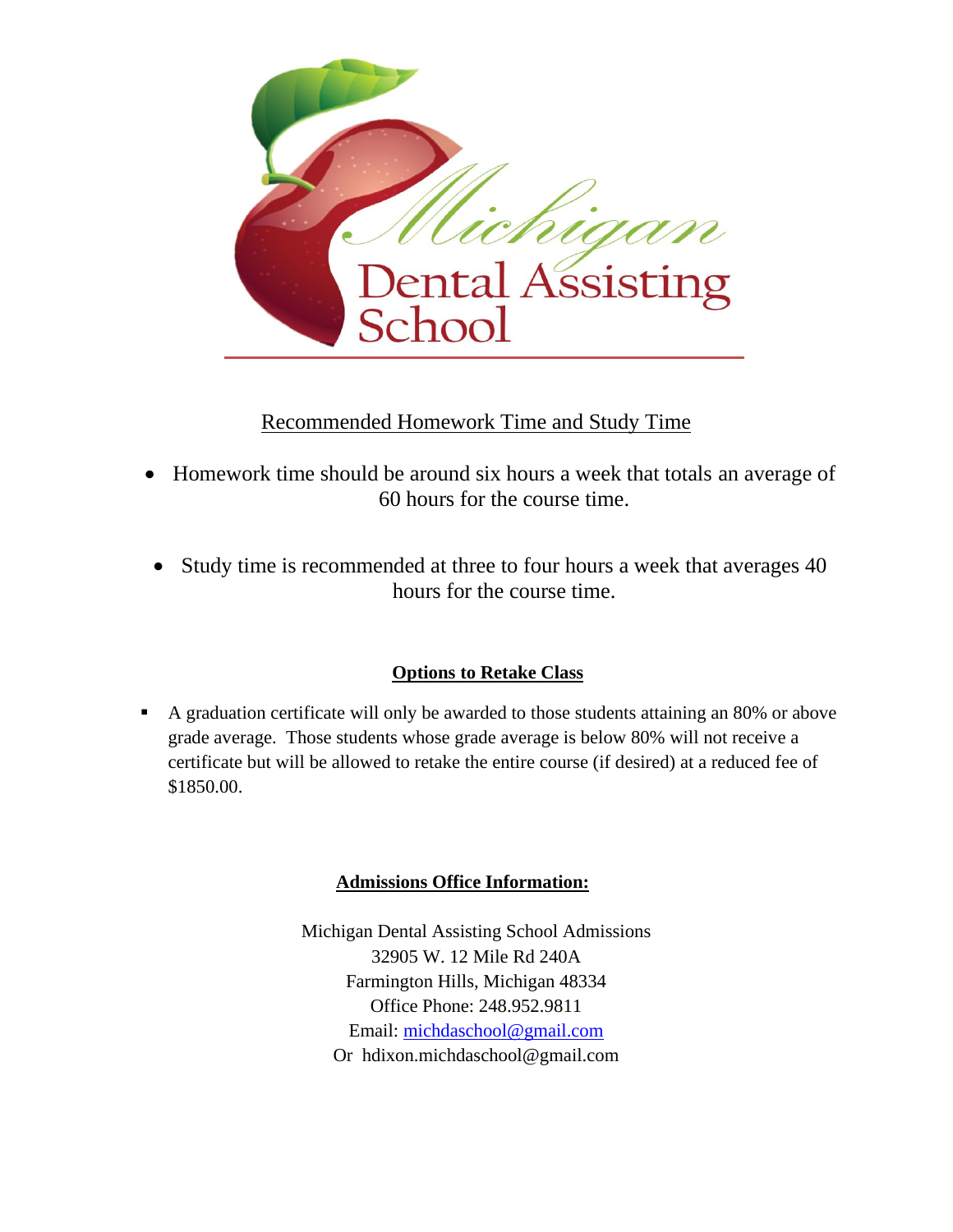Michigan Dental Assisting School

## Recommended Homework Time and Study Time

- Homework time should be around six hours a week that totals an average of 60 hours for the course time.
- Study time is recommended at three to four hours a week that averages 40 hours for the course time.

## Options to Retake Class

- A graduation certificate will only be awarded to those students attaining an 80% or above grade average. Those students whose grade average is below 80% will not receive a certificate but will be allowed to retake the entire course (if desired) at a reduced fee of $1850.00.

## Admissions Office Information:

Michigan Dental Assisting School Admissions
32905 W. 12 Mile Rd 240A
Farmington Hills, Michigan 48334
Office Phone: 248.952.9811
Email: michdaschool@gmail.com
Or hdixon.michdaschool@gmail.com